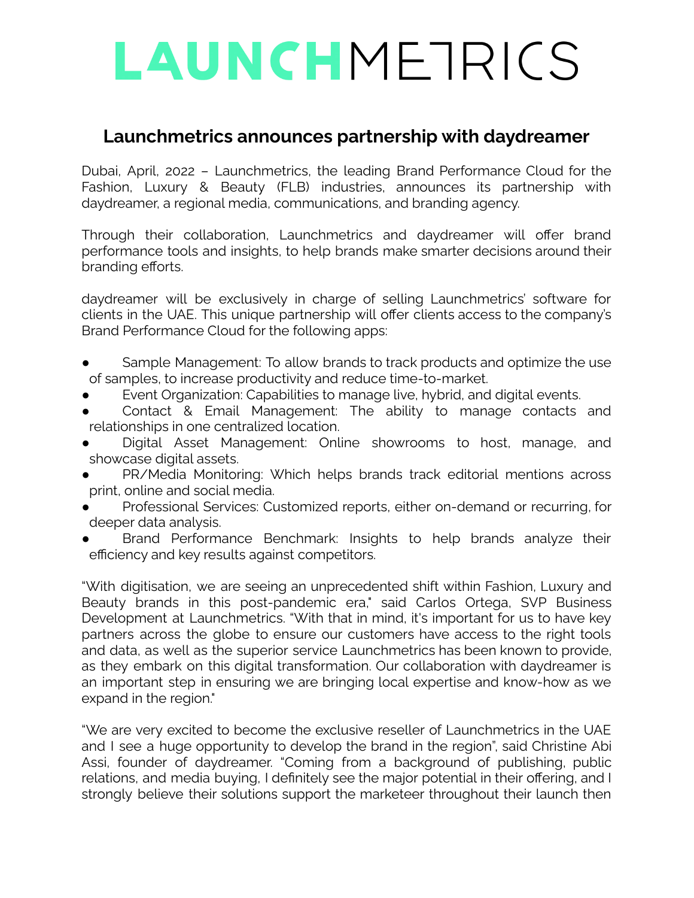# LAUNCHMETRICS

## Launchmetrics announces partnership with daydreamer

Dubai, April, 2022 – Launchmetrics, the leading Brand Performance Cloud for the Fashion, Luxury & Beauty (FLB) industries, announces its partnership with daydreamer, a regional media, communications, and branding agency.

Through their collaboration, Launchmetrics and daydreamer will offer brand performance tools and insights, to help brands make smarter decisions around their branding efforts.

daydreamer will be exclusively in charge of selling Launchmetrics' software for clients in the UAE. This unique partnership will offer clients access to the company's Brand Performance Cloud for the following apps:

- Sample Management: To allow brands to track products and optimize the use of samples, to increase productivity and reduce time-to-market.
- Event Organization: Capabilities to manage live, hybrid, and digital events.
- Contact & Email Management: The ability to manage contacts and relationships in one centralized location.
- Digital Asset Management: Online showrooms to host, manage, and showcase digital assets.
- PR/Media Monitoring: Which helps brands track editorial mentions across print, online and social media.
- Professional Services: Customized reports, either on-demand or recurring, for deeper data analysis.
- Brand Performance Benchmark: Insights to help brands analyze their efficiency and key results against competitors.

"With digitisation, we are seeing an unprecedented shift within Fashion, Luxury and Beauty brands in this post-pandemic era," said Carlos Ortega, SVP Business Development at Launchmetrics. "With that in mind, it's important for us to have key partners across the globe to ensure our customers have access to the right tools and data, as well as the superior service Launchmetrics has been known to provide, as they embark on this digital transformation. Our collaboration with daydreamer is an important step in ensuring we are bringing local expertise and know-how as we expand in the region."

"We are very excited to become the exclusive reseller of Launchmetrics in the UAE and I see a huge opportunity to develop the brand in the region", said Christine Abi Assi, founder of daydreamer. "Coming from a background of publishing, public relations, and media buying, I definitely see the major potential in their offering, and I strongly believe their solutions support the marketeer throughout their launch then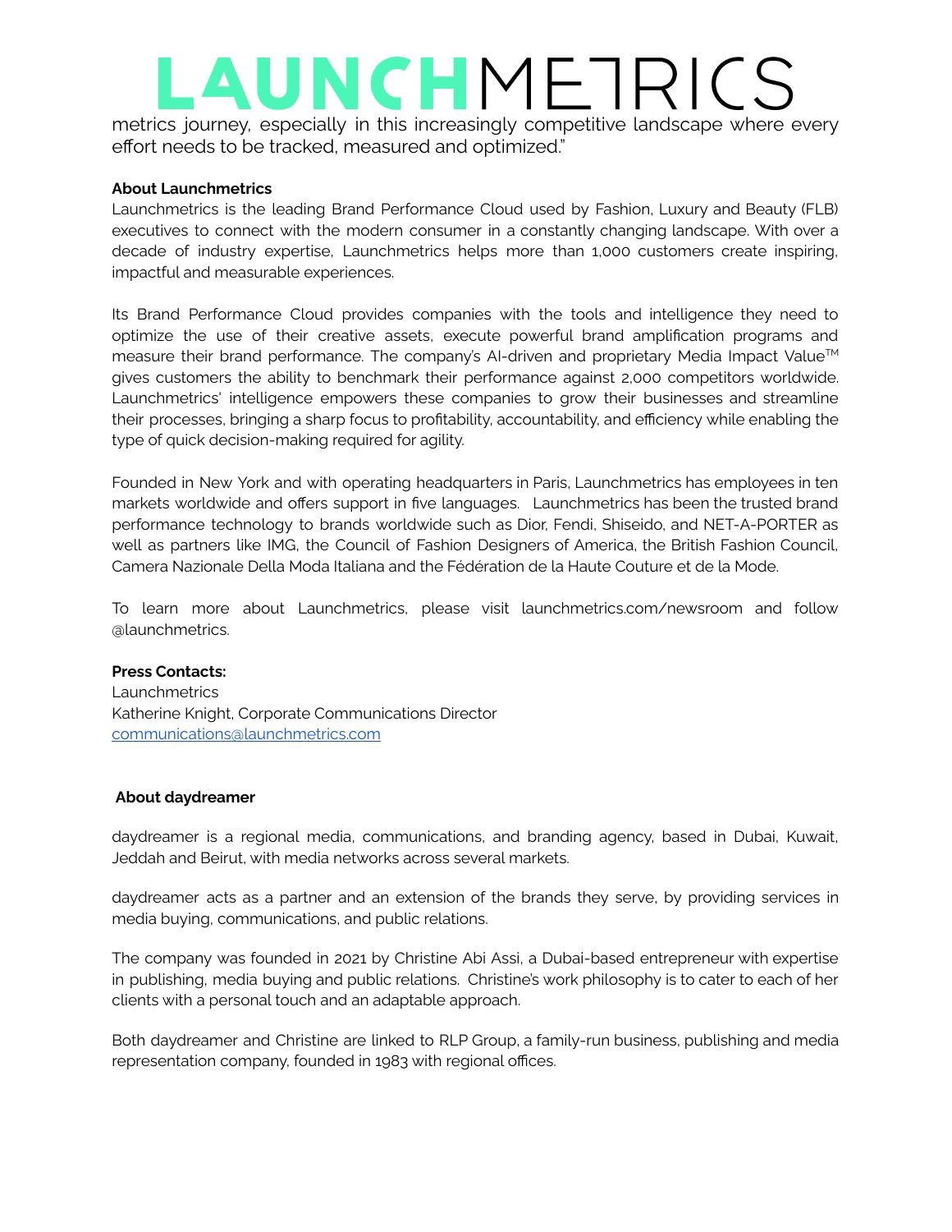metrics journey, especially in this increasingly competitive landscape where every effort needs to be tracked, measured and optimized."

**About Launchmetrics**

Launchmetrics is the leading Brand Performance Cloud used by Fashion, Luxury and Beauty (FLB) executives to connect with the modern consumer in a constantly changing landscape. With over a decade of industry expertise, Launchmetrics helps more than 1,000 customers create inspiring, impactful and measurable experiences.

Its Brand Performance Cloud provides companies with the tools and intelligence they need to optimize the use of their creative assets, execute powerful brand amplification programs and measure their brand performance. The company's AI-driven and proprietary Media Impact Value™ gives customers the ability to benchmark their performance against 2,000 competitors worldwide. Launchmetrics' intelligence empowers these companies to grow their businesses and streamline their processes, bringing a sharp focus to profitability, accountability, and efficiency while enabling the type of quick decision-making required for agility.

Founded in New York and with operating headquarters in Paris, Launchmetrics has employees in ten markets worldwide and offers support in five languages. Launchmetrics has been the trusted brand performance technology to brands worldwide such as Dior, Fendi, Shiseido, and NET-A-PORTER as well as partners like IMG, the Council of Fashion Designers of America, the British Fashion Council, Camera Nazionale Della Moda Italiana and the Fédération de la Haute Couture et de la Mode.

To learn more about Launchmetrics, please visit launchmetrics.com/newsroom and follow @launchmetrics.

**Press Contacts:**
Launchmetrics
Katherine Knight, Corporate Communications Director
communications@launchmetrics.com

**About daydreamer**

daydreamer is a regional media, communications, and branding agency, based in Dubai, Kuwait, Jeddah and Beirut, with media networks across several markets.

daydreamer acts as a partner and an extension of the brands they serve, by providing services in media buying, communications, and public relations.

The company was founded in 2021 by Christine Abi Assi, a Dubai-based entrepreneur with expertise in publishing, media buying and public relations. Christine's work philosophy is to cater to each of her clients with a personal touch and an adaptable approach.

Both daydreamer and Christine are linked to RLP Group, a family-run business, publishing and media representation company, founded in 1983 with regional offices.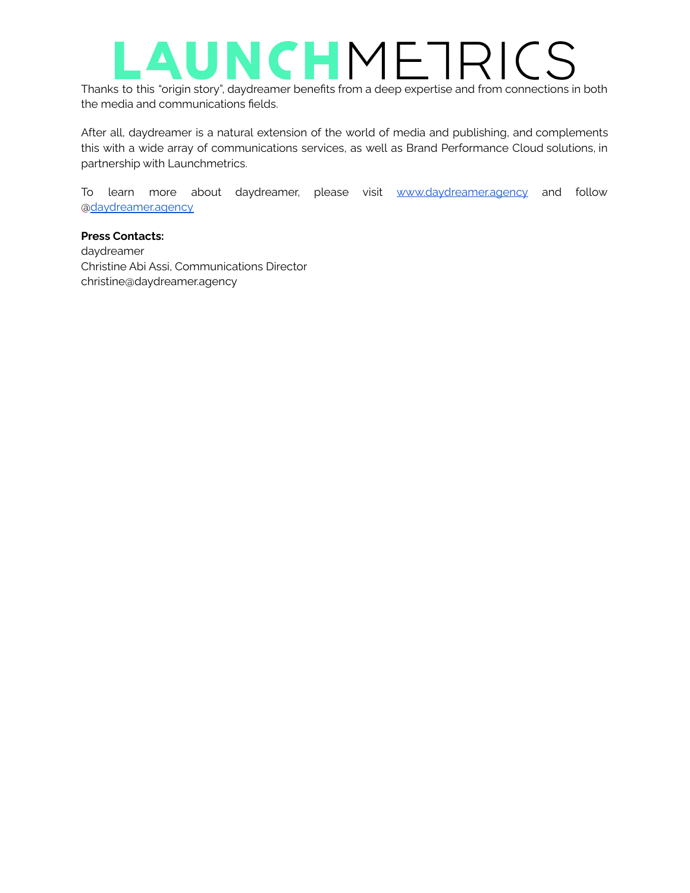Thanks to this "origin story", daydreamer benefits from a deep expertise and from connections in both the media and communications fields.

After all, daydreamer is a natural extension of the world of media and publishing, and complements this with a wide array of communications services, as well as Brand Performance Cloud solutions, in partnership with Launchmetrics.

To learn more about daydreamer, please visit [www.daydreamer.agency](http://www.daydreamer.agency) and follow @[daydreamer.agency]()

**Press Contacts:**
daydreamer
Christine Abi Assi, Communications Director
christine@daydreamer.agency